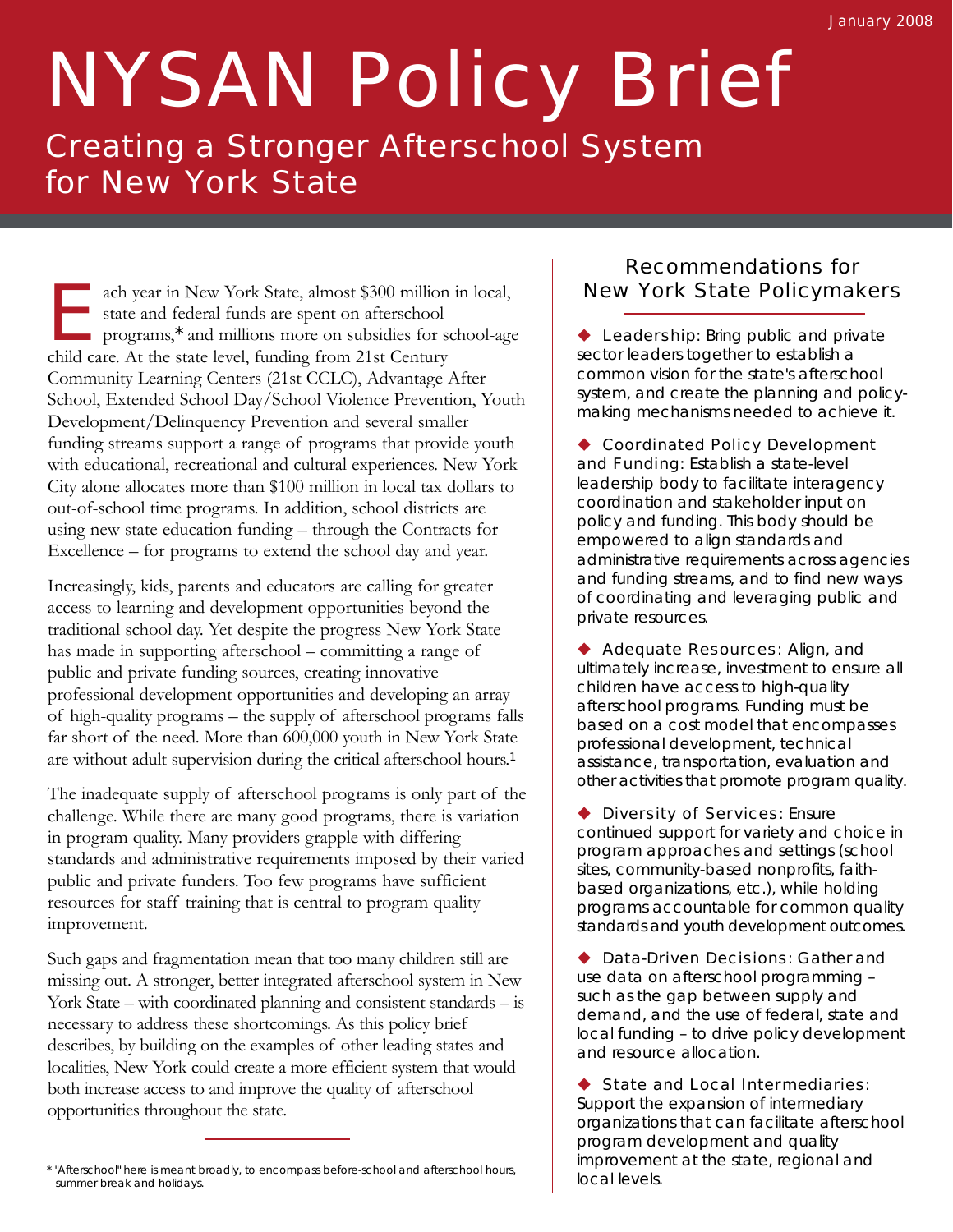January 2008

# NYSAN Policy Brief

## Creating a Stronger Afterschool System for New York State

Each year in New York State, almost $300 million in local, state and federal funds are spent on afterschool programs,* and millions more on subsidies for school-age child care. At the state level, funding from 21st Century Community Learning Centers (21st CCLC), Advantage After School, Extended School Day/School Violence Prevention, Youth Development/Delinquency Prevention and several smaller funding streams support a range of programs that provide youth with educational, recreational and cultural experiences. New York City alone allocates more than $100 million in local tax dollars to out-of-school time programs. In addition, school districts are using new state education funding – through the Contracts for Excellence – for programs to extend the school day and year.

Increasingly, kids, parents and educators are calling for greater access to learning and development opportunities beyond the traditional school day. Yet despite the progress New York State has made in supporting afterschool – committing a range of public and private funding sources, creating innovative professional development opportunities and developing an array of high-quality programs – the supply of afterschool programs falls far short of the need. More than 600,000 youth in New York State are without adult supervision during the critical afterschool hours.[1]

The inadequate supply of afterschool programs is only part of the challenge. While there are many good programs, there is variation in program quality. Many providers grapple with differing standards and administrative requirements imposed by their varied public and private funders. Too few programs have sufficient resources for staff training that is central to program quality improvement.

Such gaps and fragmentation mean that too many children still are missing out. A stronger, better integrated afterschool system in New York State – with coordinated planning and consistent standards – is necessary to address these shortcomings. As this policy brief describes, by building on the examples of other leading states and localities, New York could create a more efficient system that would both increase access to and improve the quality of afterschool opportunities throughout the state.

* "Afterschool" here is meant broadly, to encompass before-school and afterschool hours, summer break and holidays.

### Recommendations for New York State Policymakers

- **Leadership:** Bring public and private sector leaders together to establish a common vision for the state's afterschool system, and create the planning and policy-making mechanisms needed to achieve it.

- **Coordinated Policy Development and Funding:** Establish a state-level leadership body to facilitate interagency coordination and stakeholder input on policy and funding. This body should be empowered to align standards and administrative requirements across agencies and funding streams, and to find new ways of coordinating and leveraging public and private resources.

- **Adequate Resources:** Align, and ultimately increase, investment to ensure all children have access to high-quality afterschool programs. Funding must be based on a cost model that encompasses professional development, technical assistance, transportation, evaluation and other activities that promote program quality.

- **Diversity of Services:** Ensure continued support for variety and choice in program approaches and settings (school sites, community-based nonprofits, faith-based organizations, etc.), while holding programs accountable for common quality standards and youth development outcomes.

- **Data-Driven Decisions:** Gather and use data on afterschool programming – such as the gap between supply and demand, and the use of federal, state and local funding – to drive policy development and resource allocation.

- **State and Local Intermediaries:** Support the expansion of intermediary organizations that can facilitate afterschool program development and quality improvement at the state, regional and local levels.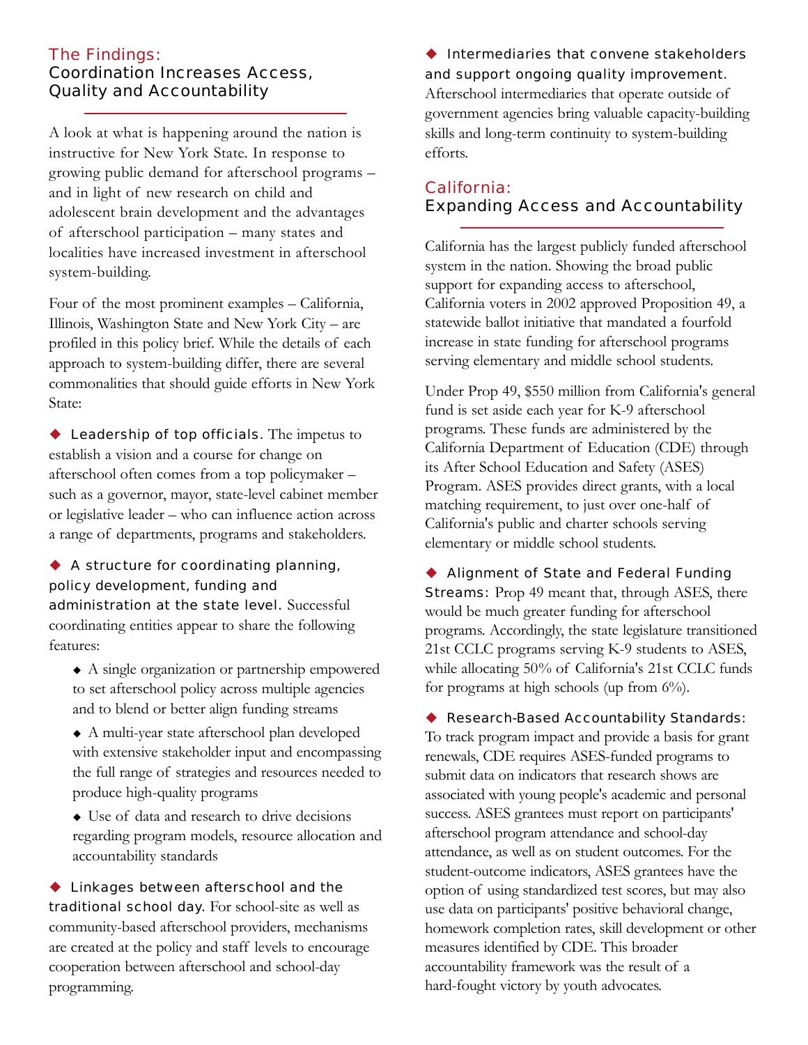## The Findings:
## Coordination Increases Access, Quality and Accountability

A look at what is happening around the nation is instructive for New York State. In response to growing public demand for afterschool programs – and in light of new research on child and adolescent brain development and the advantages of afterschool participation – many states and localities have increased investment in afterschool system-building.

Four of the most prominent examples – California, Illinois, Washington State and New York City – are profiled in this policy brief. While the details of each approach to system-building differ, there are several commonalities that should guide efforts in New York State:

- **Leadership of top officials.** The impetus to establish a vision and a course for change on afterschool often comes from a top policymaker – such as a governor, mayor, state-level cabinet member or legislative leader – who can influence action across a range of departments, programs and stakeholders.

- **A structure for coordinating planning, policy development, funding and administration at the state level.** Successful coordinating entities appear to share the following features:
  - A single organization or partnership empowered to set afterschool policy across multiple agencies and to blend or better align funding streams
  - A multi-year state afterschool plan developed with extensive stakeholder input and encompassing the full range of strategies and resources needed to produce high-quality programs
  - Use of data and research to drive decisions regarding program models, resource allocation and accountability standards

- **Linkages between afterschool and the traditional school day.** For school-site as well as community-based afterschool providers, mechanisms are created at the policy and staff levels to encourage cooperation between afterschool and school-day programming.

- **Intermediaries that convene stakeholders and support ongoing quality improvement.** Afterschool intermediaries that operate outside of government agencies bring valuable capacity-building skills and long-term continuity to system-building efforts.

## California:
## Expanding Access and Accountability

California has the largest publicly funded afterschool system in the nation. Showing the broad public support for expanding access to afterschool, California voters in 2002 approved Proposition 49, a statewide ballot initiative that mandated a fourfold increase in state funding for afterschool programs serving elementary and middle school students.

Under Prop 49, $550 million from California's general fund is set aside each year for K-9 afterschool programs. These funds are administered by the California Department of Education (CDE) through its After School Education and Safety (ASES) Program. ASES provides direct grants, with a local matching requirement, to just over one-half of California's public and charter schools serving elementary or middle school students.

- **Alignment of State and Federal Funding Streams:** Prop 49 meant that, through ASES, there would be much greater funding for afterschool programs. Accordingly, the state legislature transitioned 21st CCLC programs serving K-9 students to ASES, while allocating 50% of California's 21st CCLC funds for programs at high schools (up from 6%).

- **Research-Based Accountability Standards:** To track program impact and provide a basis for grant renewals, CDE requires ASES-funded programs to submit data on indicators that research shows are associated with young people's academic and personal success. ASES grantees must report on participants' afterschool program attendance and school-day attendance, as well as on student outcomes. For the student-outcome indicators, ASES grantees have the option of using standardized test scores, but may also use data on participants' positive behavioral change, homework completion rates, skill development or other measures identified by CDE. This broader accountability framework was the result of a hard-fought victory by youth advocates.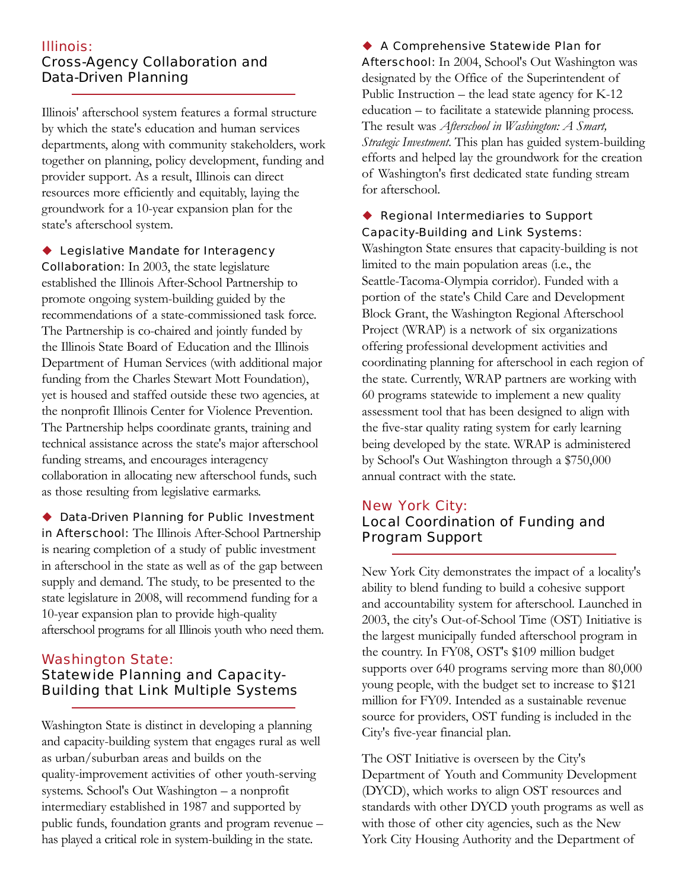## Illinois: Cross-Agency Collaboration and Data-Driven Planning

Illinois' afterschool system features a formal structure by which the state's education and human services departments, along with community stakeholders, work together on planning, policy development, funding and provider support. As a result, Illinois can direct resources more efficiently and equitably, laying the groundwork for a 10-year expansion plan for the state's afterschool system.

◆ **Legislative Mandate for Interagency Collaboration**: In 2003, the state legislature established the Illinois After-School Partnership to promote ongoing system-building guided by the recommendations of a state-commissioned task force. The Partnership is co-chaired and jointly funded by the Illinois State Board of Education and the Illinois Department of Human Services (with additional major funding from the Charles Stewart Mott Foundation), yet is housed and staffed outside these two agencies, at the nonprofit Illinois Center for Violence Prevention. The Partnership helps coordinate grants, training and technical assistance across the state's major afterschool funding streams, and encourages interagency collaboration in allocating new afterschool funds, such as those resulting from legislative earmarks.

◆ **Data-Driven Planning for Public Investment in Afterschool**: The Illinois After-School Partnership is nearing completion of a study of public investment in afterschool in the state as well as of the gap between supply and demand. The study, to be presented to the state legislature in 2008, will recommend funding for a 10-year expansion plan to provide high-quality afterschool programs for all Illinois youth who need them.

## Washington State: Statewide Planning and Capacity-Building that Link Multiple Systems

Washington State is distinct in developing a planning and capacity-building system that engages rural as well as urban/suburban areas and builds on the quality-improvement activities of other youth-serving systems. School's Out Washington – a nonprofit intermediary established in 1987 and supported by public funds, foundation grants and program revenue – has played a critical role in system-building in the state.

◆ **A Comprehensive Statewide Plan for Afterschool**: In 2004, School's Out Washington was designated by the Office of the Superintendent of Public Instruction – the lead state agency for K-12 education – to facilitate a statewide planning process. The result was *Afterschool in Washington: A Smart, Strategic Investment*. This plan has guided system-building efforts and helped lay the groundwork for the creation of Washington's first dedicated state funding stream for afterschool.

◆ **Regional Intermediaries to Support Capacity-Building and Link Systems**: Washington State ensures that capacity-building is not limited to the main population areas (i.e., the Seattle-Tacoma-Olympia corridor). Funded with a portion of the state's Child Care and Development Block Grant, the Washington Regional Afterschool Project (WRAP) is a network of six organizations offering professional development activities and coordinating planning for afterschool in each region of the state. Currently, WRAP partners are working with 60 programs statewide to implement a new quality assessment tool that has been designed to align with the five-star quality rating system for early learning being developed by the state. WRAP is administered by School's Out Washington through a $750,000 annual contract with the state.

## New York City: Local Coordination of Funding and Program Support

New York City demonstrates the impact of a locality's ability to blend funding to build a cohesive support and accountability system for afterschool. Launched in 2003, the city's Out-of-School Time (OST) Initiative is the largest municipally funded afterschool program in the country. In FY08, OST's $109 million budget supports over 640 programs serving more than 80,000 young people, with the budget set to increase to $121 million for FY09. Intended as a sustainable revenue source for providers, OST funding is included in the City's five-year financial plan.

The OST Initiative is overseen by the City's Department of Youth and Community Development (DYCD), which works to align OST resources and standards with other DYCD youth programs as well as with those of other city agencies, such as the New York City Housing Authority and the Department of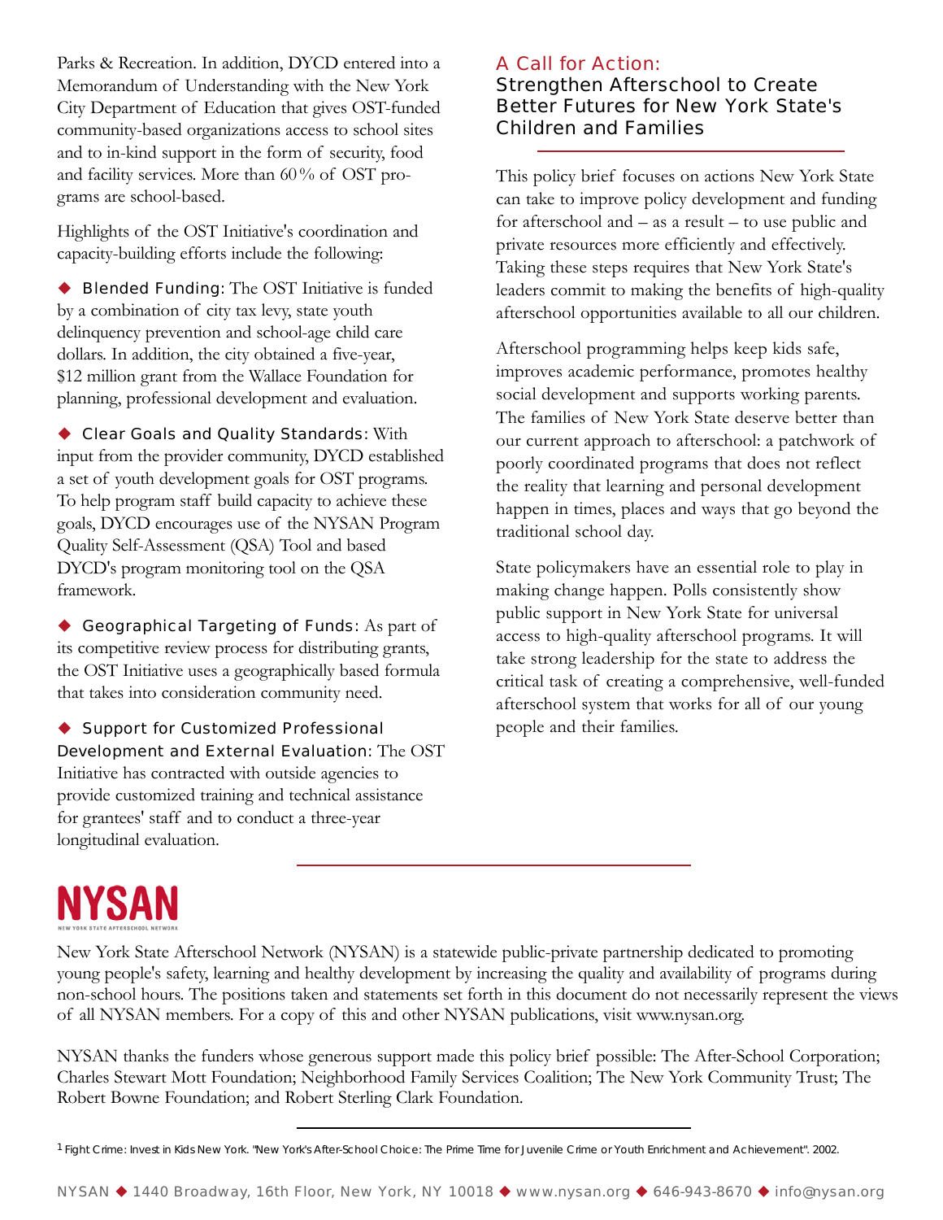Parks & Recreation. In addition, DYCD entered into a Memorandum of Understanding with the New York City Department of Education that gives OST-funded community-based organizations access to school sites and to in-kind support in the form of security, food and facility services. More than 60% of OST programs are school-based.

Highlights of the OST Initiative's coordination and capacity-building efforts include the following:

◆ **Blended Funding**: The OST Initiative is funded by a combination of city tax levy, state youth delinquency prevention and school-age child care dollars. In addition, the city obtained a five-year, $12 million grant from the Wallace Foundation for planning, professional development and evaluation.

◆ **Clear Goals and Quality Standards**: With input from the provider community, DYCD established a set of youth development goals for OST programs. To help program staff build capacity to achieve these goals, DYCD encourages use of the NYSAN Program Quality Self-Assessment (QSA) Tool and based DYCD's program monitoring tool on the QSA framework.

◆ **Geographical Targeting of Funds**: As part of its competitive review process for distributing grants, the OST Initiative uses a geographically based formula that takes into consideration community need.

◆ **Support for Customized Professional Development and External Evaluation**: The OST Initiative has contracted with outside agencies to provide customized training and technical assistance for grantees' staff and to conduct a three-year longitudinal evaluation.

## A Call for Action:
## Strengthen Afterschool to Create Better Futures for New York State's Children and Families

This policy brief focuses on actions New York State can take to improve policy development and funding for afterschool and – as a result – to use public and private resources more efficiently and effectively. Taking these steps requires that New York State's leaders commit to making the benefits of high-quality afterschool opportunities available to all our children.

Afterschool programming helps keep kids safe, improves academic performance, promotes healthy social development and supports working parents. The families of New York State deserve better than our current approach to afterschool: a patchwork of poorly coordinated programs that does not reflect the reality that learning and personal development happen in times, places and ways that go beyond the traditional school day.

State policymakers have an essential role to play in making change happen. Polls consistently show public support in New York State for universal access to high-quality afterschool programs. It will take strong leadership for the state to address the critical task of creating a comprehensive, well-funded afterschool system that works for all of our young people and their families.

**NYSAN**
NEW YORK STATE AFTERSCHOOL NETWORK

New York State Afterschool Network (NYSAN) is a statewide public-private partnership dedicated to promoting young people's safety, learning and healthy development by increasing the quality and availability of programs during non-school hours. The positions taken and statements set forth in this document do not necessarily represent the views of all NYSAN members. For a copy of this and other NYSAN publications, visit www.nysan.org.

NYSAN thanks the funders whose generous support made this policy brief possible: The After-School Corporation; Charles Stewart Mott Foundation; Neighborhood Family Services Coalition; The New York Community Trust; The Robert Bowne Foundation; and Robert Sterling Clark Foundation.

[1] Fight Crime: Invest in Kids New York. "New York's After-School Choice: The Prime Time for Juvenile Crime or Youth Enrichment and Achievement". 2002.

NYSAN ◆ 1440 Broadway, 16th Floor, New York, NY 10018 ◆ www.nysan.org ◆ 646-943-8670 ◆ info@nysan.org